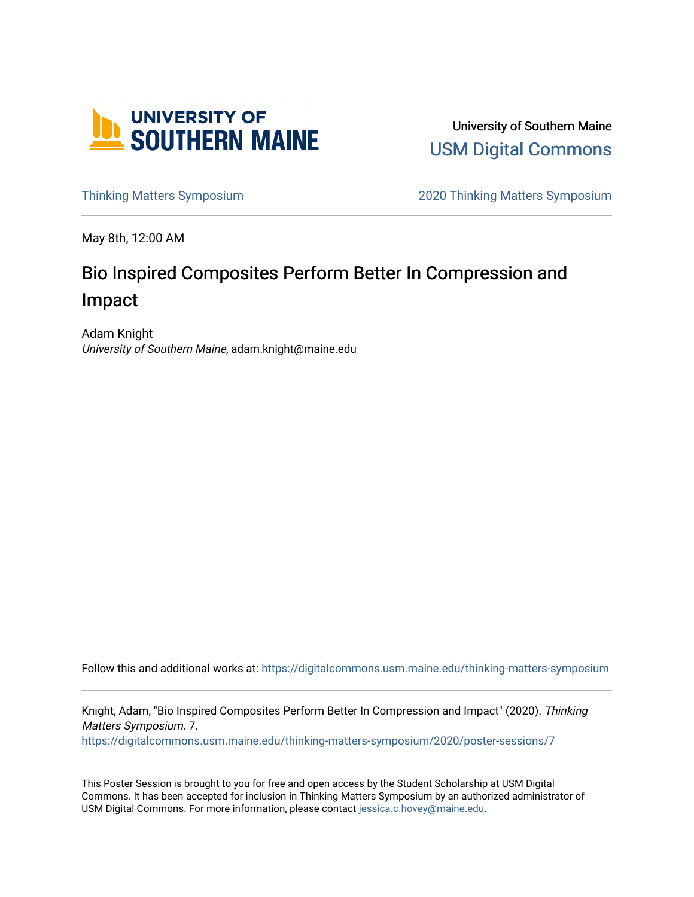University of Southern Maine

USM Digital Commons

Thinking Matters Symposium | 2020 Thinking Matters Symposium

May 8th, 12:00 AM

# Bio Inspired Composites Perform Better In Compression and Impact

Adam Knight
*University of Southern Maine*, adam.knight@maine.edu

Follow this and additional works at: https://digitalcommons.usm.maine.edu/thinking-matters-symposium

Knight, Adam, "Bio Inspired Composites Perform Better In Compression and Impact" (2020). *Thinking Matters Symposium*. 7.
https://digitalcommons.usm.maine.edu/thinking-matters-symposium/2020/poster-sessions/7

This Poster Session is brought to you for free and open access by the Student Scholarship at USM Digital Commons. It has been accepted for inclusion in Thinking Matters Symposium by an authorized administrator of USM Digital Commons. For more information, please contact jessica.c.hovey@maine.edu.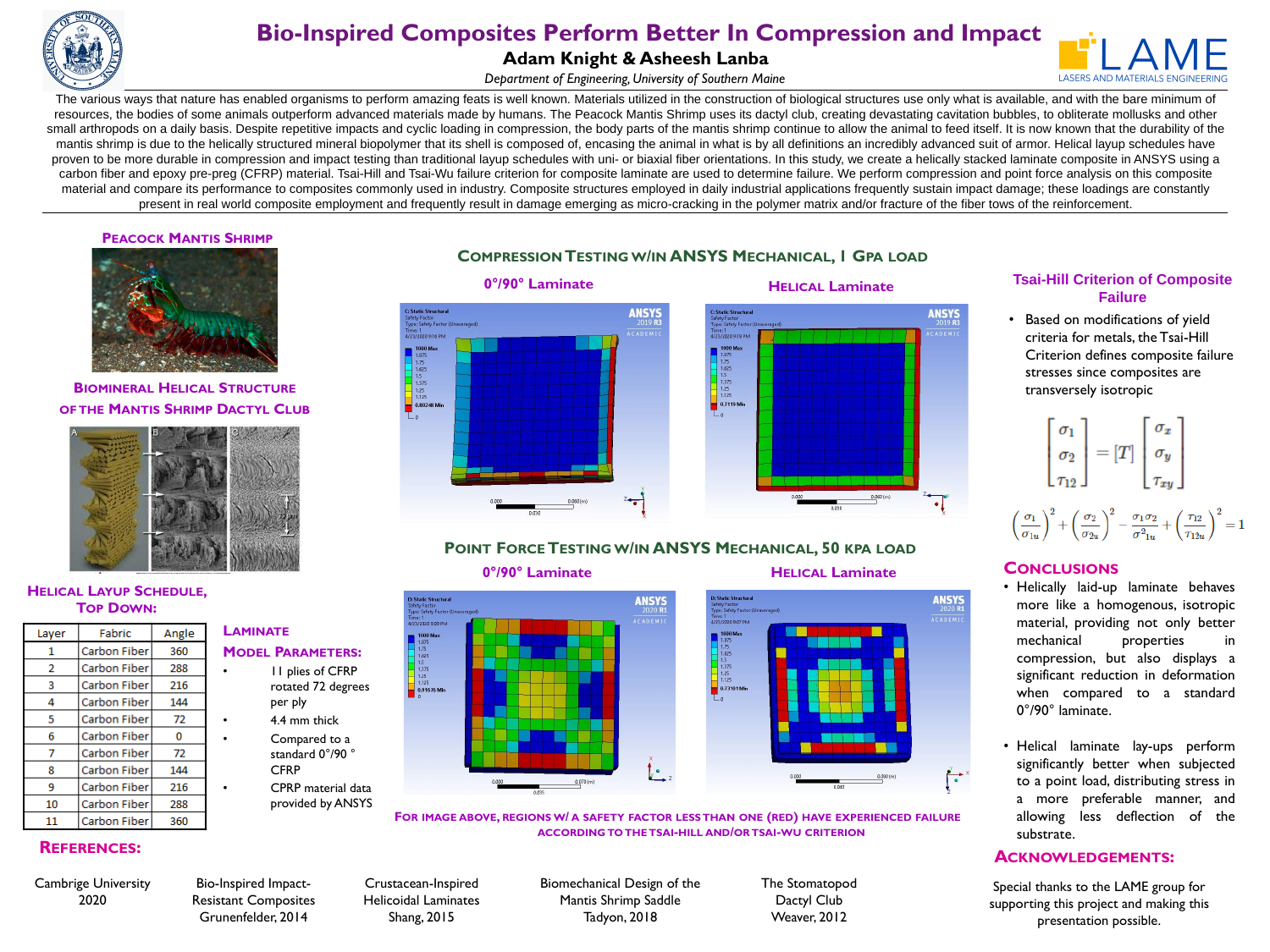# Bio-Inspired Composites Perform Better In Compression and Impact

**Adam Knight & Asheesh Lanba**

*Department of Engineering, University of Southern Maine*

LAME — LASERS AND MATERIALS ENGINEERING

The various ways that nature has enabled organisms to perform amazing feats is well known. Materials utilized in the construction of biological structures use only what is available, and with the bare minimum of resources, the bodies of some animals outperform advanced materials made by humans. The Peacock Mantis Shrimp uses its dactyl club, creating devastating cavitation bubbles, to obliterate mollusks and other small arthropods on a daily basis. Despite repetitive impacts and cyclic loading in compression, the body parts of the mantis shrimp continue to allow the animal to feed itself. It is now known that the durability of the mantis shrimp is due to the helically structured mineral biopolymer that its shell is composed of, encasing the animal in what is by all definitions an incredibly advanced suit of armor. Helical layup schedules have proven to be more durable in compression and impact testing than traditional layup schedules with uni- or biaxial fiber orientations. In this study, we create a helically stacked laminate composite in ANSYS using a carbon fiber and epoxy pre-preg (CFRP) material. Tsai-Hill and Tsai-Wu failure criterion for composite laminate are used to determine failure. We perform compression and point force analysis on this composite material and compare its performance to composites commonly used in industry. Composite structures employed in daily industrial applications frequently sustain impact damage; these loadings are constantly present in real world composite employment and frequently result in damage emerging as micro-cracking in the polymer matrix and/or fracture of the fiber tows of the reinforcement.

## Peacock Mantis Shrimp

## Biomineral Helical Structure of the Mantis Shrimp Dactyl Club

## Helical Layup Schedule, Top Down:

| Layer | Fabric | Angle |
|---|---|---|
| 1 | Carbon Fiber | 360 |
| 2 | Carbon Fiber | 288 |
| 3 | Carbon Fiber | 216 |
| 4 | Carbon Fiber | 144 |
| 5 | Carbon Fiber | 72 |
| 6 | Carbon Fiber | 0 |
| 7 | Carbon Fiber | 72 |
| 8 | Carbon Fiber | 144 |
| 9 | Carbon Fiber | 216 |
| 10 | Carbon Fiber | 288 |
| 11 | Carbon Fiber | 360 |

## Laminate Model Parameters:

- 11 plies of CFRP rotated 72 degrees per ply
- 4.4 mm thick
- Compared to a standard 0°/90 ° CFRP
- CPRP material data provided by ANSYS

## Compression Testing w/in ANSYS Mechanical, 1 GPa Load

**0°/90° Laminate** | **Helical Laminate**

## Point Force Testing w/in ANSYS Mechanical, 50 kPa Load

**0°/90° Laminate** | **Helical Laminate**

For image above, regions w/ a safety factor less than one (red) have experienced failure according to the Tsai-Hill and/or Tsai-Wu criterion

## Tsai-Hill Criterion of Composite Failure

- Based on modifications of yield criteria for metals, the Tsai-Hill Criterion defines composite failure stresses since composites are transversely isotropic

$$\begin{bmatrix} \sigma_1 \\ \sigma_2 \\ \tau_{12} \end{bmatrix} = [T] \begin{bmatrix} \sigma_x \\ \sigma_y \\ \tau_{xy} \end{bmatrix}$$

$$\left(\frac{\sigma_1}{\sigma_{1u}}\right)^2 + \left(\frac{\sigma_2}{\sigma_{2u}}\right)^2 - \frac{\sigma_1 \sigma_2}{\sigma_{1u}^2} + \left(\frac{\tau_{12}}{\tau_{12u}}\right)^2 = 1$$

## Conclusions

- Helically laid-up laminate behaves more like a homogenous, isotropic material, providing not only better mechanical properties in compression, but also displays a significant reduction in deformation when compared to a standard 0°/90° laminate.
- Helical laminate lay-ups perform significantly better when subjected to a point load, distributing stress in a more preferable manner, and allowing less deflection of the substrate.

## Acknowledgements:

Special thanks to the LAME group for supporting this project and making this presentation possible.

## References:

- Cambrige University 2020
- Bio-Inspired Impact-Resistant Composites Grunenfelder, 2014
- Crustacean-Inspired Helicoidal Laminates Shang, 2015
- Biomechanical Design of the Mantis Shrimp Saddle Tadyon, 2018
- The Stomatopod Dactyl Club Weaver, 2012